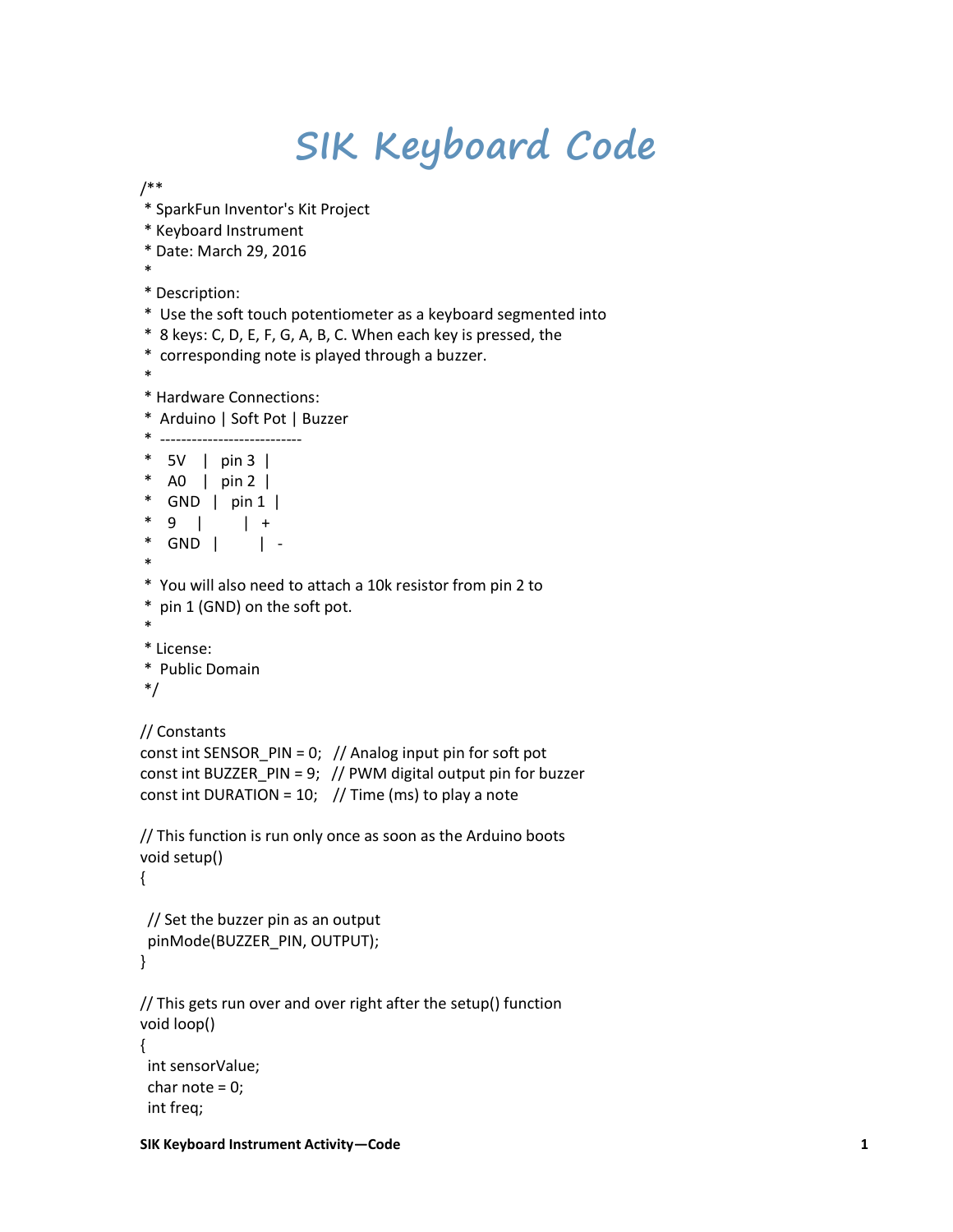# SIK Keyboard Code

```
/**
 * SparkFun Inventor's Kit Project
 * Keyboard Instrument
 * Date: March 29, 2016
 *
 * Description:
 *  Use the soft touch potentiometer as a keyboard segmented into
 *  8 keys: C, D, E, F, G, A, B, C. When each key is pressed, the
 *  corresponding note is played through a buzzer.
 *
 * Hardware Connections:
 *  Arduino | Soft Pot | Buzzer
 *  ---------------------------
 *   5V    |  pin 3  |
 *   A0    |  pin 2  |
 *   GND   |  pin 1  |
 *   9     |         |  +
 *   GND   |         |  -
 *
 *  You will also need to attach a 10k resistor from pin 2 to
 *  pin 1 (GND) on the soft pot.
 *
 * License:
 *  Public Domain
 */

// Constants
const int SENSOR_PIN = 0;   // Analog input pin for soft pot
const int BUZZER_PIN = 9;   // PWM digital output pin for buzzer
const int DURATION = 10;    // Time (ms) to play a note

// This function is run only once as soon as the Arduino boots
void setup()
{

  // Set the buzzer pin as an output
  pinMode(BUZZER_PIN, OUTPUT);
}

// This gets run over and over right after the setup() function
void loop()
{
  int sensorValue;
  char note = 0;
  int freq;
```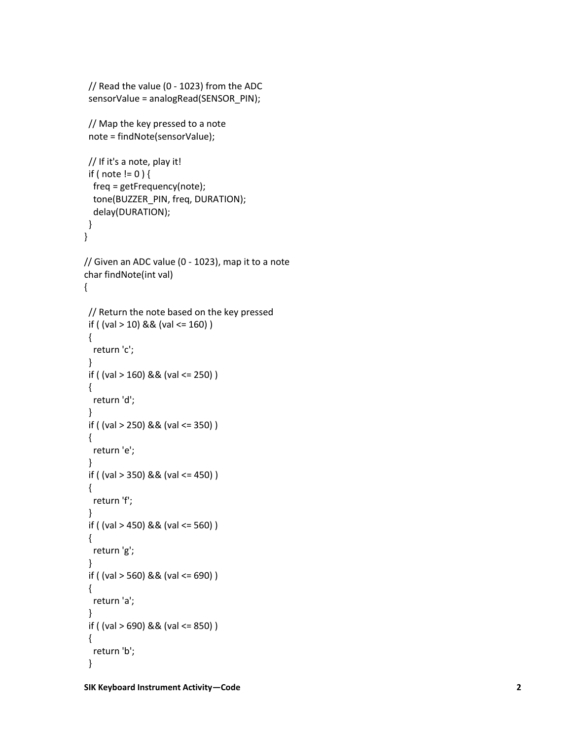```
  // Read the value (0 - 1023) from the ADC
  sensorValue = analogRead(SENSOR_PIN);

  // Map the key pressed to a note
  note = findNote(sensorValue);

  // If it's a note, play it!
  if ( note != 0 ) {
    freq = getFrequency(note);
    tone(BUZZER_PIN, freq, DURATION);
    delay(DURATION);
  }
}

// Given an ADC value (0 - 1023), map it to a note
char findNote(int val)
{

  // Return the note based on the key pressed
  if ( (val > 10) && (val <= 160) )
  {
    return 'c';
  }
  if ( (val > 160) && (val <= 250) )
  {
    return 'd';
  }
  if ( (val > 250) && (val <= 350) )
  {
    return 'e';
  }
  if ( (val > 350) && (val <= 450) )
  {
    return 'f';
  }
  if ( (val > 450) && (val <= 560) )
  {
    return 'g';
  }
  if ( (val > 560) && (val <= 690) )
  {
    return 'a';
  }
  if ( (val > 690) && (val <= 850) )
  {
    return 'b';
  }
```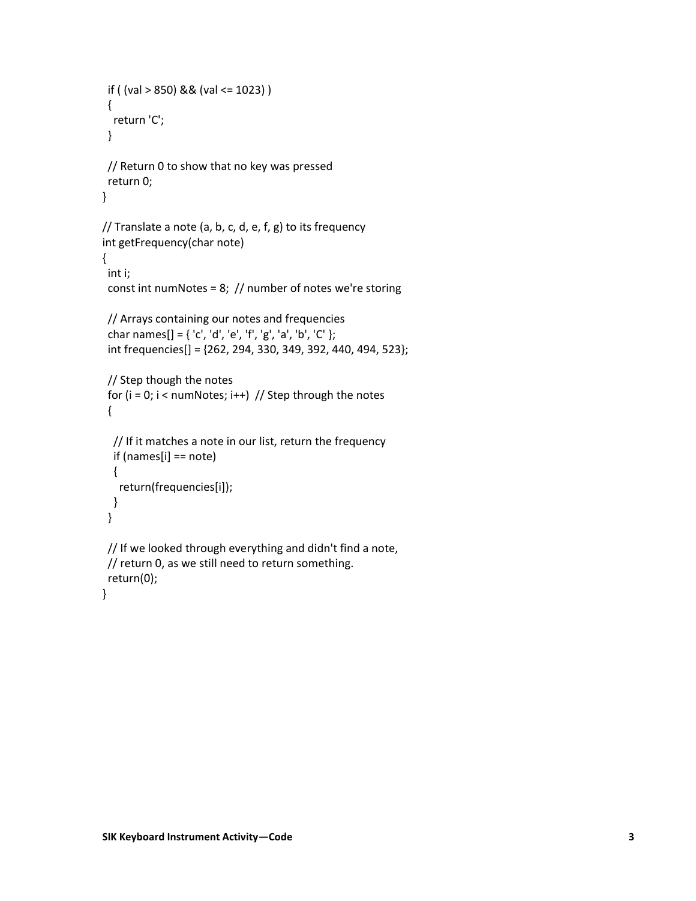```
  if ( (val > 850) && (val <= 1023) )
  {
    return 'C';
  }

  // Return 0 to show that no key was pressed
  return 0;
}

// Translate a note (a, b, c, d, e, f, g) to its frequency
int getFrequency(char note)
{
  int i;
  const int numNotes = 8;  // number of notes we're storing

  // Arrays containing our notes and frequencies
  char names[] = { 'c', 'd', 'e', 'f', 'g', 'a', 'b', 'C' };
  int frequencies[] = {262, 294, 330, 349, 392, 440, 494, 523};

  // Step though the notes
  for (i = 0; i < numNotes; i++)  // Step through the notes
  {

    // If it matches a note in our list, return the frequency
    if (names[i] == note)
    {
      return(frequencies[i]);
    }
  }

  // If we looked through everything and didn't find a note,
  // return 0, as we still need to return something.
  return(0);
}
```